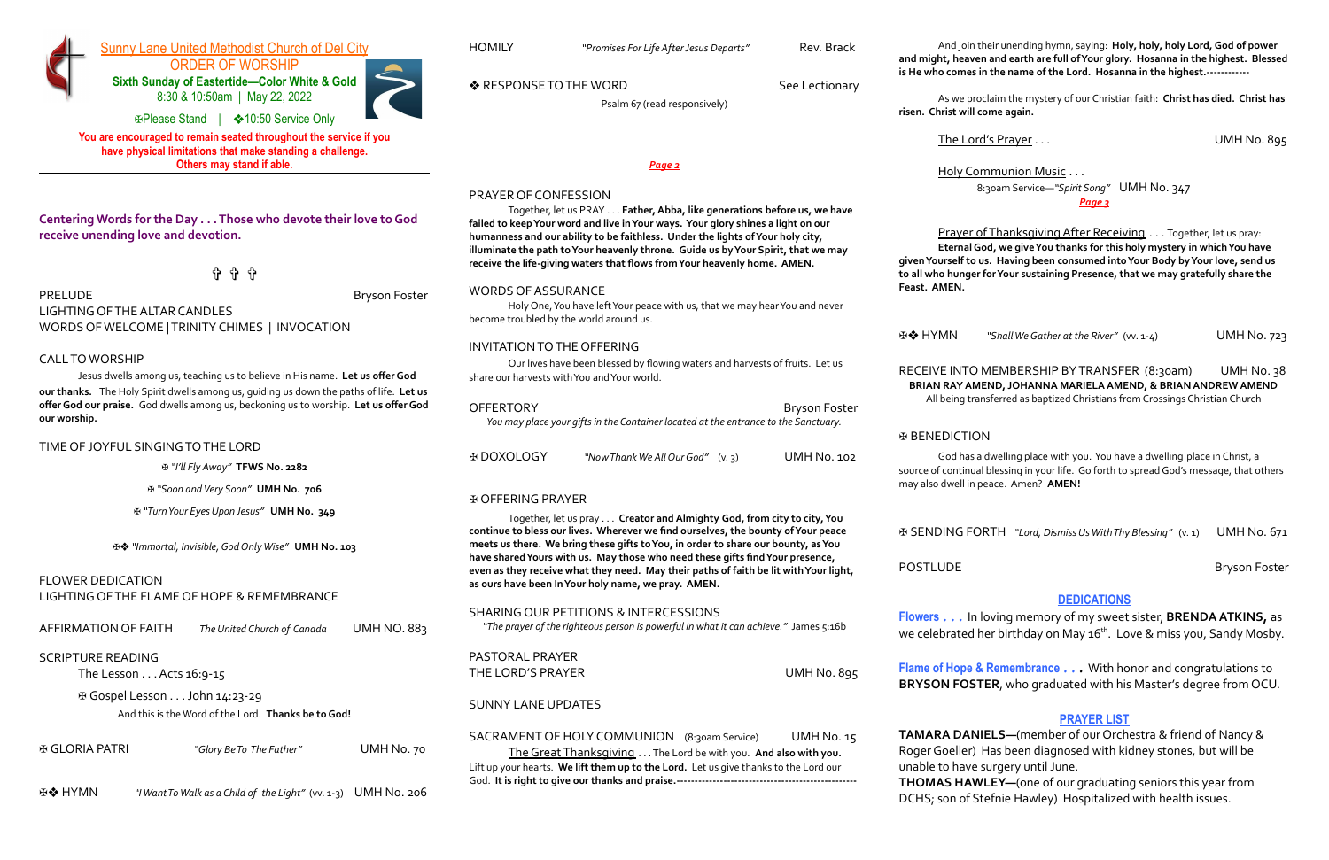# Sunny Lane United Methodist Church of Del City

## ORDER OF WORSHIP

**Sixth Sunday of Eastertide—Color White & Gold**

8:30 & 10:50am | May 22, 2022

✠Please Stand | ❖10:50 Service Only

**You are encouraged to remain seated throughout the service if you have physical limitations that make standing a challenge. Others may stand if able.**

**Centering Words for the Day . . . Those who devote their love to God receive unending love and devotion.**

✞ ✞ ✞

PRELUDE — Bryson Foster

LIGHTING OF THE ALTAR CANDLES

WORDS OF WELCOME | TRINITY CHIMES | INVOCATION

CALL TO WORSHIP

Jesus dwells among us, teaching us to believe in His name. **Let us offer God our thanks.** The Holy Spirit dwells among us, guiding us down the paths of life. **Let us offer God our praise.** God dwells among us, beckoning us to worship. **Let us offer God our worship.**

TIME OF JOYFUL SINGING TO THE LORD

✠ *"I'll Fly Away"* **TFWS No. 2282**

✠ *"Soon and Very Soon"* **UMH No. 706**

✠ *"Turn Your Eyes Upon Jesus"* **UMH No. 349**

✠❖ *"Immortal, Invisible, God Only Wise"* **UMH No. 103**

FLOWER DEDICATION

LIGHTING OF THE FLAME OF HOPE & REMEMBRANCE

AFFIRMATION OF FAITH — *The United Church of Canada* — UMH NO. 883

SCRIPTURE READING

The Lesson . . . Acts 16:9-15

✠ Gospel Lesson . . . John 14:23-29

And this is the Word of the Lord. **Thanks be to God!**

✠ GLORIA PATRI — *"Glory Be To The Father"* — UMH No. 70

✠❖ HYMN — *"I Want To Walk as a Child of the Light"* (vv. 1-3) — UMH No. 206

HOMILY — *"Promises For Life After Jesus Departs"* — Rev. Brack

❖ RESPONSE TO THE WORD — See Lectionary

Psalm 67 (read responsively)

*Page 2*

PRAYER OF CONFESSION

Together, let us PRAY . . . **Father, Abba, like generations before us, we have failed to keep Your word and live in Your ways. Your glory shines a light on our humanness and our ability to be faithless. Under the lights of Your holy city, illuminate the path to Your heavenly throne. Guide us by Your Spirit, that we may receive the life-giving waters that flows from Your heavenly home. AMEN.**

WORDS OF ASSURANCE

Holy One, You have left Your peace with us, that we may hear You and never become troubled by the world around us.

INVITATION TO THE OFFERING

Our lives have been blessed by flowing waters and harvests of fruits. Let us share our harvests with You and Your world.

OFFERTORY — Bryson Foster

*You may place your gifts in the Container located at the entrance to the Sanctuary.*

✠ DOXOLOGY — *"Now Thank We All Our God"* (v. 3) — UMH No. 102

✠ OFFERING PRAYER

Together, let us pray . . . **Creator and Almighty God, from city to city, You continue to bless our lives. Wherever we find ourselves, the bounty of Your peace meets us there. We bring these gifts to You, in order to share our bounty, as You have shared Yours with us. May those who need these gifts find Your presence, even as they receive what they need. May their paths of faith be lit with Your light, as ours have been In Your holy name, we pray. AMEN.**

SHARING OUR PETITIONS & INTERCESSIONS

*"The prayer of the righteous person is powerful in what it can achieve."* James 5:16b

PASTORAL PRAYER

THE LORD'S PRAYER — UMH No. 895

SUNNY LANE UPDATES

SACRAMENT OF HOLY COMMUNION (8:30am Service) — UMH No. 15

Lift up your hearts. **We lift them up to the Lord.** Let us give thanks to the Lord our God. **It is right to give our thanks and praise.**-----------------------------------------------

And join their unending hymn, saying: **Holy, holy, holy Lord, God of power and might, heaven and earth are full of Your glory. Hosanna in the highest. Blessed is He who comes in the name of the Lord. Hosanna in the highest.------------**

As we proclaim the mystery of our Christian faith: **Christ has died. Christ has risen. Christ will come again.**

The Lord's Prayer . . . UMH No. 895

Holy Communion Music . . .

8:30am Service—*"Spirit Song"* UMH No. 347

*Page 3*

Prayer of Thanksgiving After Receiving . . . Together, let us pray:

**Eternal God, we give You thanks for this holy mystery in which You have given Yourself to us. Having been consumed into Your Body by Your love, send us to all who hunger for Your sustaining Presence, that we may gratefully share the Feast. AMEN.**

✠❖ HYMN — *"Shall We Gather at the River"* (vv. 1-4) — UMH No. 723

RECEIVE INTO MEMBERSHIP BY TRANSFER (8:30am) — UMH No. 38

**BRIAN RAY AMEND, JOHANNA MARIELA AMEND, & BRIAN ANDREW AMEND**

All being transferred as baptized Christians from Crossings Christian Church

✠ BENEDICTION

God has a dwelling place with you. You have a dwelling place in Christ, a source of continual blessing in your life. Go forth to spread God's message, that others may also dwell in peace. Amen? **AMEN!**

✠ SENDING FORTH — *"Lord, Dismiss Us With Thy Blessing"* (v. 1) — UMH No. 671

POSTLUDE — Bryson Foster

## DEDICATIONS

**Flowers . . .** In loving memory of my sweet sister, **BRENDA ATKINS,** as we celebrated her birthday on May 16th. Love & miss you, Sandy Mosby.

**Flame of Hope & Remembrance . . .** With honor and congratulations to **BRYSON FOSTER**, who graduated with his Master's degree from OCU.

## PRAYER LIST

**TAMARA DANIELS—**(member of our Orchestra & friend of Nancy & Roger Goeller) Has been diagnosed with kidney stones, but will be unable to have surgery until June.

**THOMAS HAWLEY—**(one of our graduating seniors this year from DCHS; son of Stefnie Hawley) Hospitalized with health issues.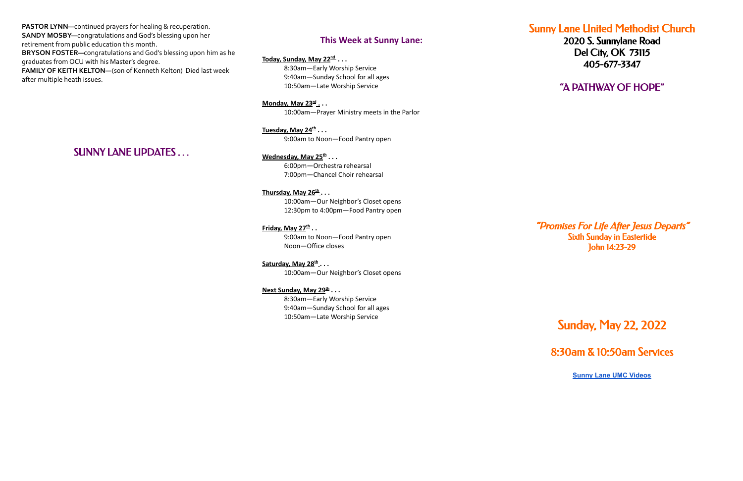**PASTOR LYNN—**continued prayers for healing & recuperation.
**SANDY MOSBY—**congratulations and God's blessing upon her retirement from public education this month.
**BRYSON FOSTER—**congratulations and God's blessing upon him as he graduates from OCU with his Master's degree.
**FAMILY OF KEITH KELTON—**(son of Kenneth Kelton) Died last week after multiple heath issues.

## SUNNY LANE UPDATES . . .

## This Week at Sunny Lane:

**Today, Sunday, May 22nd . . .**
8:30am—Early Worship Service
9:40am—Sunday School for all ages
10:50am—Late Worship Service

**Monday, May 23rd . . .**
10:00am—Prayer Ministry meets in the Parlor

**Tuesday, May 24th . . .**
9:00am to Noon—Food Pantry open

**Wednesday, May 25th . . .**
6:00pm—Orchestra rehearsal
7:00pm—Chancel Choir rehearsal

**Thursday, May 26th . . .**
10:00am—Our Neighbor's Closet opens
12:30pm to 4:00pm—Food Pantry open

**Friday, May 27th . .**
9:00am to Noon—Food Pantry open
Noon—Office closes

**Saturday, May 28th . . .**
10:00am—Our Neighbor's Closet opens

**Next Sunday, May 29th . . .**
8:30am—Early Worship Service
9:40am—Sunday School for all ages
10:50am—Late Worship Service

# Sunny Lane United Methodist Church

2020 S. Sunnylane Road
Del City, OK 73115
405-677-3347

## "A PATHWAY OF HOPE"

*"Promises For Life After Jesus Departs"*
Sixth Sunday in Eastertide
John 14:23-29

## Sunday, May 22, 2022

## 8:30am & 10:50am Services

Sunny Lane UMC Videos